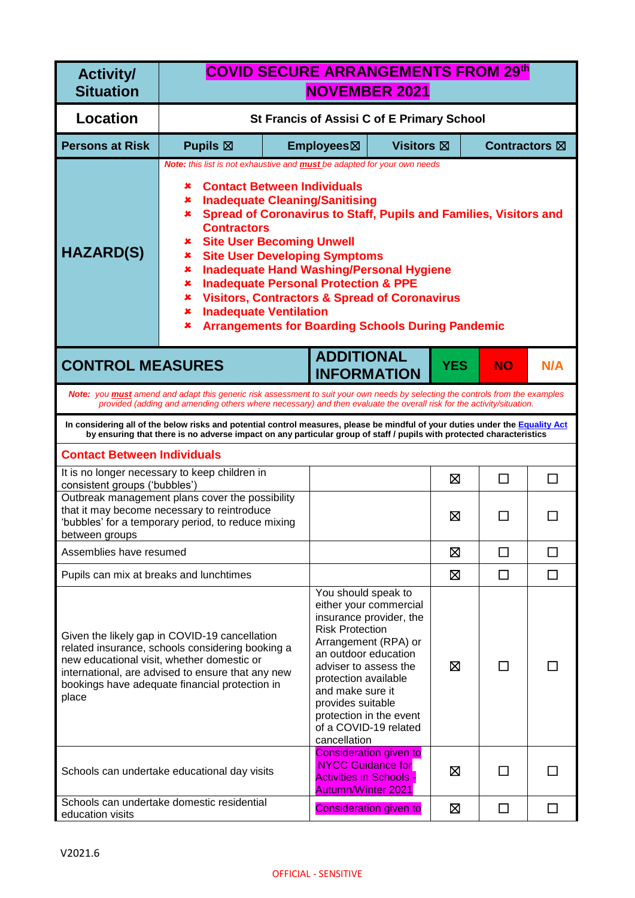| Activity/ Situation | COVID SECURE ARRANGEMENTS FROM 29th NOVEMBER 2021 | | | |
|---|---|---|---|---|
| Location | St Francis of Assisi C of E Primary School | | | |
| Persons at Risk | Pupils ☒ | Employees☒ | Visitors ☒ | Contractors ☒ |
| HAZARD(S) | *Note: this list is not exhaustive and **must** be adapted for your own needs*<br>✘ Contact Between Individuals<br>✘ Inadequate Cleaning/Sanitising<br>✘ Spread of Coronavirus to Staff, Pupils and Families, Visitors and Contractors<br>✘ Site User Becoming Unwell<br>✘ Site User Developing Symptoms<br>✘ Inadequate Hand Washing/Personal Hygiene<br>✘ Inadequate Personal Protection & PPE<br>✘ Visitors, Contractors & Spread of Coronavirus<br>✘ Inadequate Ventilation<br>✘ Arrangements for Boarding Schools During Pandemic | | | |

| CONTROL MEASURES | ADDITIONAL INFORMATION | YES | NO | N/A |
|---|---|---|---|---|
| *Note: you **must** amend and adapt this generic risk assessment to suit your own needs by selecting the controls from the examples provided (adding and amending others where necessary) and then evaluate the overall risk for the activity/situation.* | | | | |
| **In considering all of the below risks and potential control measures, please be mindful of your duties under the Equality Act by ensuring that there is no adverse impact on any particular group of staff / pupils with protected characteristics** | | | | |
| **Contact Between Individuals** | | | | |
| It is no longer necessary to keep children in consistent groups ('bubbles') | | ☒ | ☐ | ☐ |
| Outbreak management plans cover the possibility that it may become necessary to reintroduce 'bubbles' for a temporary period, to reduce mixing between groups | | ☒ | ☐ | ☐ |
| Assemblies have resumed | | ☒ | ☐ | ☐ |
| Pupils can mix at breaks and lunchtimes | | ☒ | ☐ | ☐ |
| Given the likely gap in COVID-19 cancellation related insurance, schools considering booking a new educational visit, whether domestic or international, are advised to ensure that any new bookings have adequate financial protection in place | You should speak to either your commercial insurance provider, the Risk Protection Arrangement (RPA) or an outdoor education adviser to assess the protection available and make sure it provides suitable protection in the event of a COVID-19 related cancellation | ☒ | ☐ | ☐ |
| Schools can undertake educational day visits | Consideration given to NYCC Guidance for Activities in Schools - Autumn/Winter 2021 | ☒ | ☐ | ☐ |
| Schools can undertake domestic residential education visits | Consideration given to | ☒ | ☐ | ☐ |

V2021.6

OFFICIAL - SENSITIVE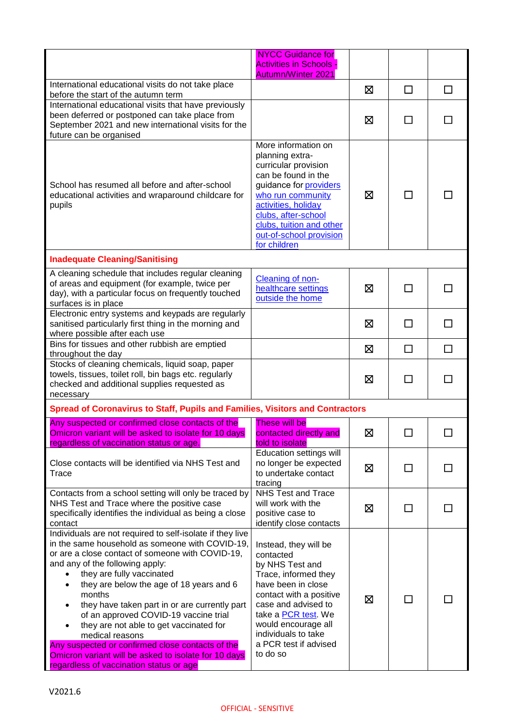| | | | | |
|---|---|---|---|---|
| | NYCC Guidance for Activities in Schools - Autumn/Winter 2021 | | | |
| International educational visits do not take place before the start of the autumn term | | ☒ | ☐ | ☐ |
| International educational visits that have previously been deferred or postponed can take place from September 2021 and new international visits for the future can be organised | | ☒ | ☐ | ☐ |
| School has resumed all before and after-school educational activities and wraparound childcare for pupils | More information on planning extra-curricular provision can be found in the guidance for providers who run community activities, holiday clubs, after-school clubs, tuition and other out-of-school provision for children | ☒ | ☐ | ☐ |
| **Inadequate Cleaning/Sanitising** | | | | |
| A cleaning schedule that includes regular cleaning of areas and equipment (for example, twice per day), with a particular focus on frequently touched surfaces is in place | Cleaning of non-healthcare settings outside the home | ☒ | ☐ | ☐ |
| Electronic entry systems and keypads are regularly sanitised particularly first thing in the morning and where possible after each use | | ☒ | ☐ | ☐ |
| Bins for tissues and other rubbish are emptied throughout the day | | ☒ | ☐ | ☐ |
| Stocks of cleaning chemicals, liquid soap, paper towels, tissues, toilet roll, bin bags etc. regularly checked and additional supplies requested as necessary | | ☒ | ☐ | ☐ |
| **Spread of Coronavirus to Staff, Pupils and Families, Visitors and Contractors** | | | | |
| Any suspected or confirmed close contacts of the Omicron variant will be asked to isolate for 10 days regardless of vaccination status or age. | These will be contacted directly and told to isolate | ☒ | ☐ | ☐ |
| Close contacts will be identified via NHS Test and Trace | Education settings will no longer be expected to undertake contact tracing | ☒ | ☐ | ☐ |
| Contacts from a school setting will only be traced by NHS Test and Trace where the positive case specifically identifies the individual as being a close contact | NHS Test and Trace will work with the positive case to identify close contacts | ☒ | ☐ | ☐ |
| Individuals are not required to self-isolate if they live in the same household as someone with COVID-19, or are a close contact of someone with COVID-19, and any of the following apply:<br>• they are fully vaccinated<br>• they are below the age of 18 years and 6 months<br>• they have taken part in or are currently part of an approved COVID-19 vaccine trial<br>• they are not able to get vaccinated for medical reasons<br>Any suspected or confirmed close contacts of the Omicron variant will be asked to isolate for 10 days regardless of vaccination status or age | Instead, they will be contacted by NHS Test and Trace, informed they have been in close contact with a positive case and advised to take a PCR test. We would encourage all individuals to take a PCR test if advised to do so | ☒ | ☐ | ☐ |

V2021.6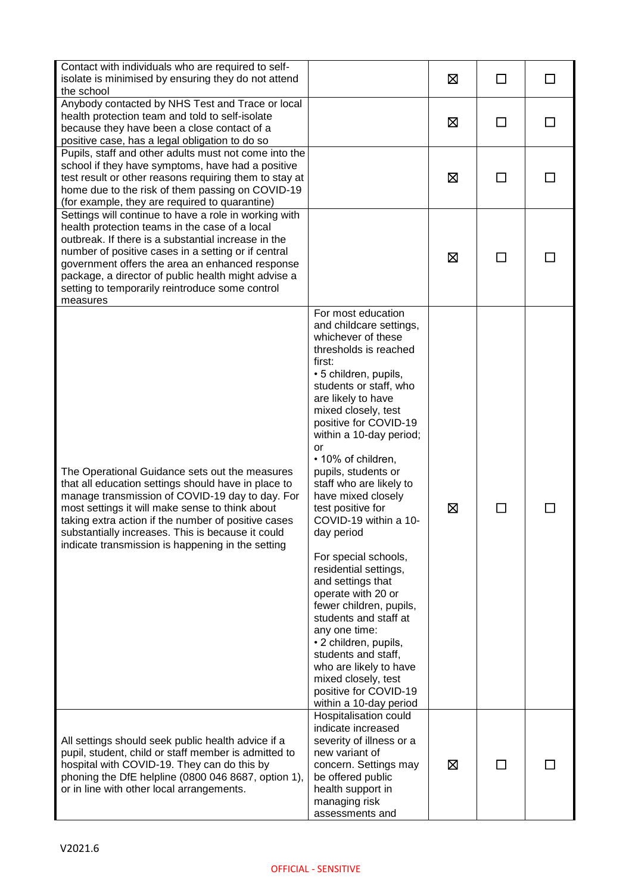| | | | | |
|---|---|---|---|---|
| Contact with individuals who are required to self-isolate is minimised by ensuring they do not attend the school | | ☒ | ☐ | ☐ |
| Anybody contacted by NHS Test and Trace or local health protection team and told to self-isolate because they have been a close contact of a positive case, has a legal obligation to do so | | ☒ | ☐ | ☐ |
| Pupils, staff and other adults must not come into the school if they have symptoms, have had a positive test result or other reasons requiring them to stay at home due to the risk of them passing on COVID-19 (for example, they are required to quarantine) | | ☒ | ☐ | ☐ |
| Settings will continue to have a role in working with health protection teams in the case of a local outbreak. If there is a substantial increase in the number of positive cases in a setting or if central government offers the area an enhanced response package, a director of public health might advise a setting to temporarily reintroduce some control measures | | ☒ | ☐ | ☐ |
| The Operational Guidance sets out the measures that all education settings should have in place to manage transmission of COVID-19 day to day. For most settings it will make sense to think about taking extra action if the number of positive cases substantially increases. This is because it could indicate transmission is happening in the setting | For most education and childcare settings, whichever of these thresholds is reached first:<br>• 5 children, pupils, students or staff, who are likely to have mixed closely, test positive for COVID-19 within a 10-day period; or<br>• 10% of children, pupils, students or staff who are likely to have mixed closely test positive for COVID-19 within a 10-day period<br><br>For special schools, residential settings, and settings that operate with 20 or fewer children, pupils, students and staff at any one time:<br>• 2 children, pupils, students and staff, who are likely to have mixed closely, test positive for COVID-19 within a 10-day period | ☒ | ☐ | ☐ |
| All settings should seek public health advice if a pupil, student, child or staff member is admitted to hospital with COVID-19. They can do this by phoning the DfE helpline (0800 046 8687, option 1), or in line with other local arrangements. | Hospitalisation could indicate increased severity of illness or a new variant of concern. Settings may be offered public health support in managing risk assessments and | ☒ | ☐ | ☐ |

V2021.6

OFFICIAL - SENSITIVE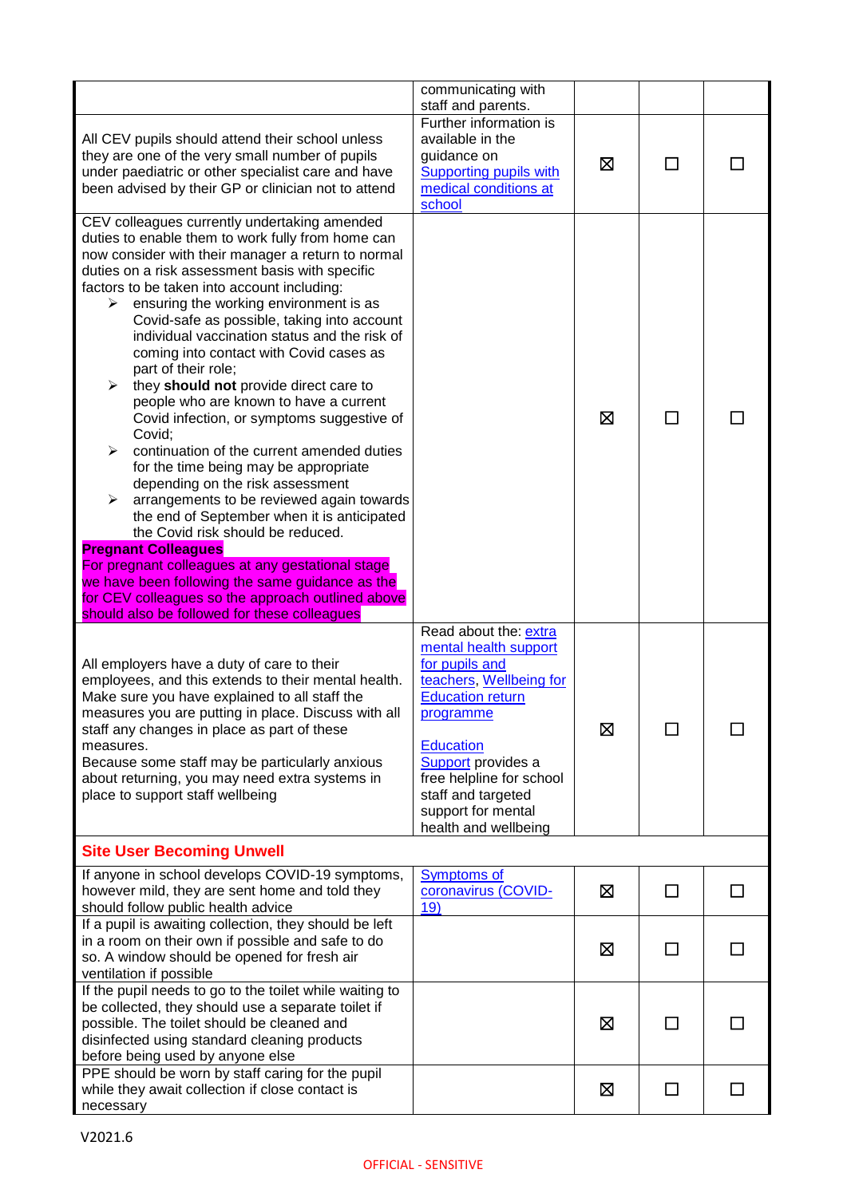| | | | | |
|---|---|---|---|---|
| | communicating with staff and parents. | | | |
| All CEV pupils should attend their school unless they are one of the very small number of pupils under paediatric or other specialist care and have been advised by their GP or clinician not to attend | Further information is available in the guidance on Supporting pupils with medical conditions at school | ☒ | ☐ | ☐ |
| CEV colleagues currently undertaking amended duties to enable them to work fully from home can now consider with their manager a return to normal duties on a risk assessment basis with specific factors to be taken into account including:<br>➢ ensuring the working environment is as Covid-safe as possible, taking into account individual vaccination status and the risk of coming into contact with Covid cases as part of their role;<br>➢ they **should not** provide direct care to people who are known to have a current Covid infection, or symptoms suggestive of Covid;<br>➢ continuation of the current amended duties for the time being may be appropriate depending on the risk assessment<br>➢ arrangements to be reviewed again towards the end of September when it is anticipated the Covid risk should be reduced.<br>**Pregnant Colleagues**<br>For pregnant colleagues at any gestational stage we have been following the same guidance as the for CEV colleagues so the approach outlined above should also be followed for these colleagues | | ☒ | ☐ | ☐ |
| All employers have a duty of care to their employees, and this extends to their mental health. Make sure you have explained to all staff the measures you are putting in place. Discuss with all staff any changes in place as part of these measures.<br>Because some staff may be particularly anxious about returning, you may need extra systems in place to support staff wellbeing | Read about the: extra mental health support for pupils and teachers, Wellbeing for Education return programme<br><br>Education Support provides a free helpline for school staff and targeted support for mental health and wellbeing | ☒ | ☐ | ☐ |
| **Site User Becoming Unwell** | | | | |
| If anyone in school develops COVID-19 symptoms, however mild, they are sent home and told they should follow public health advice | Symptoms of coronavirus (COVID-19) | ☒ | ☐ | ☐ |
| If a pupil is awaiting collection, they should be left in a room on their own if possible and safe to do so. A window should be opened for fresh air ventilation if possible | | ☒ | ☐ | ☐ |
| If the pupil needs to go to the toilet while waiting to be collected, they should use a separate toilet if possible. The toilet should be cleaned and disinfected using standard cleaning products before being used by anyone else | | ☒ | ☐ | ☐ |
| PPE should be worn by staff caring for the pupil while they await collection if close contact is necessary | | ☒ | ☐ | ☐ |

V2021.6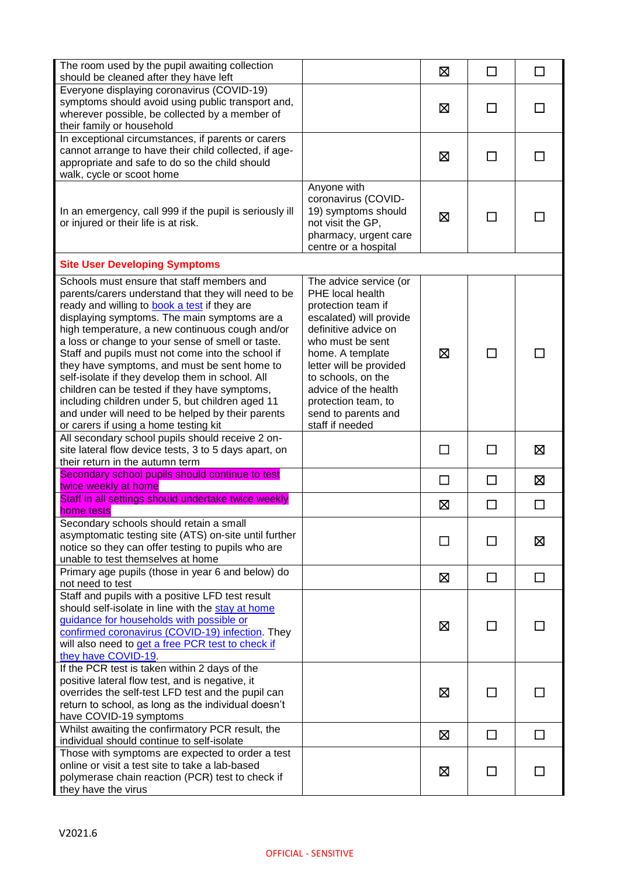| | | | | |
|---|---|---|---|---|
| The room used by the pupil awaiting collection should be cleaned after they have left | | ☒ | ☐ | ☐ |
| Everyone displaying coronavirus (COVID-19) symptoms should avoid using public transport and, wherever possible, be collected by a member of their family or household | | ☒ | ☐ | ☐ |
| In exceptional circumstances, if parents or carers cannot arrange to have their child collected, if age-appropriate and safe to do so the child should walk, cycle or scoot home | | ☒ | ☐ | ☐ |
| In an emergency, call 999 if the pupil is seriously ill or injured or their life is at risk. | Anyone with coronavirus (COVID-19) symptoms should not visit the GP, pharmacy, urgent care centre or a hospital | ☒ | ☐ | ☐ |
| **Site User Developing Symptoms** | | | | |
| Schools must ensure that staff members and parents/carers understand that they will need to be ready and willing to [book a test](#) if they are displaying symptoms. The main symptoms are a high temperature, a new continuous cough and/or a loss or change to your sense of smell or taste. Staff and pupils must not come into the school if they have symptoms, and must be sent home to self-isolate if they develop them in school. All children can be tested if they have symptoms, including children under 5, but children aged 11 and under will need to be helped by their parents or carers if using a home testing kit | The advice service (or PHE local health protection team if escalated) will provide definitive advice on who must be sent home. A template letter will be provided to schools, on the advice of the health protection team, to send to parents and staff if needed | ☒ | ☐ | ☐ |
| All secondary school pupils should receive 2 on-site lateral flow device tests, 3 to 5 days apart, on their return in the autumn term | | ☐ | ☐ | ☒ |
| Secondary school pupils should continue to test twice weekly at home | | ☐ | ☐ | ☒ |
| Staff in all settings should undertake twice weekly home tests | | ☒ | ☐ | ☐ |
| Secondary schools should retain a small asymptomatic testing site (ATS) on-site until further notice so they can offer testing to pupils who are unable to test themselves at home | | ☐ | ☐ | ☒ |
| Primary age pupils (those in year 6 and below) do not need to test | | ☒ | ☐ | ☐ |
| Staff and pupils with a positive LFD test result should self-isolate in line with the [stay at home guidance for households with possible or confirmed coronavirus (COVID-19) infection](#). They will also need to [get a free PCR test to check if they have COVID-19](#). | | ☒ | ☐ | ☐ |
| If the PCR test is taken within 2 days of the positive lateral flow test, and is negative, it overrides the self-test LFD test and the pupil can return to school, as long as the individual doesn't have COVID-19 symptoms | | ☒ | ☐ | ☐ |
| Whilst awaiting the confirmatory PCR result, the individual should continue to self-isolate | | ☒ | ☐ | ☐ |
| Those with symptoms are expected to order a test online or visit a test site to take a lab-based polymerase chain reaction (PCR) test to check if they have the virus | | ☒ | ☐ | ☐ |

V2021.6

OFFICIAL - SENSITIVE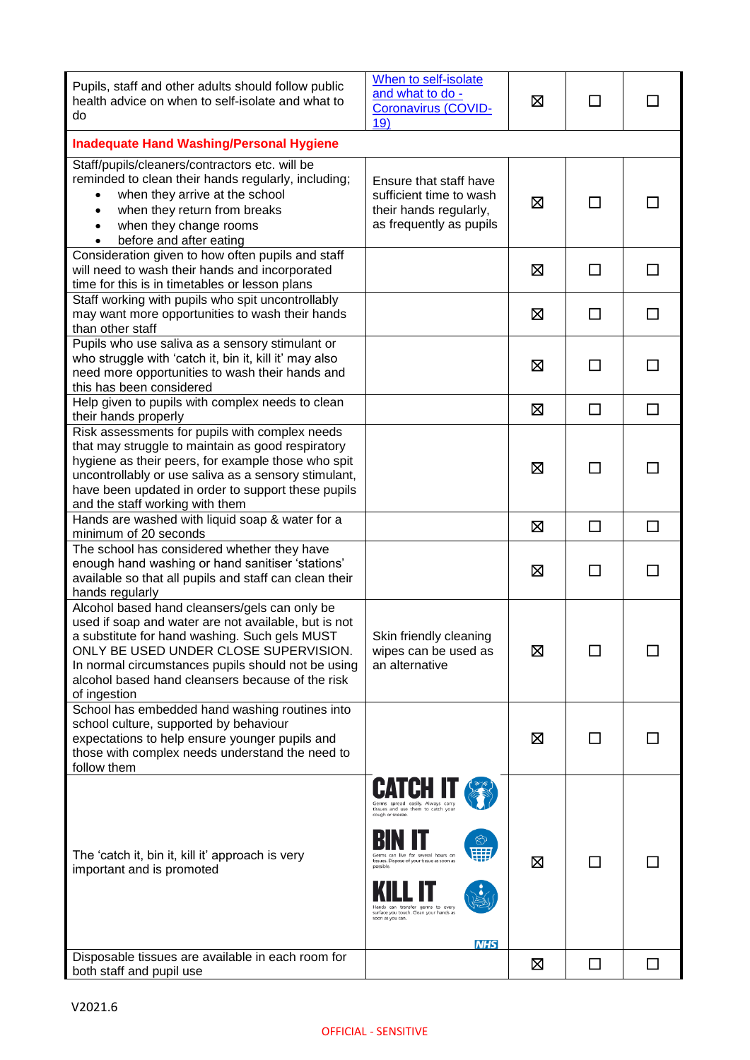| | | | | |
|---|---|---|---|---|
| Pupils, staff and other adults should follow public health advice on when to self-isolate and what to do | [When to self-isolate and what to do - Coronavirus (COVID-19)] | ☒ | ☐ | ☐ |
| **Inadequate Hand Washing/Personal Hygiene** | | | | |
| Staff/pupils/cleaners/contractors etc. will be reminded to clean their hands regularly, including; <br>• when they arrive at the school <br>• when they return from breaks <br>• when they change rooms <br>• before and after eating | Ensure that staff have sufficient time to wash their hands regularly, as frequently as pupils | ☒ | ☐ | ☐ |
| Consideration given to how often pupils and staff will need to wash their hands and incorporated time for this is in timetables or lesson plans | | ☒ | ☐ | ☐ |
| Staff working with pupils who spit uncontrollably may want more opportunities to wash their hands than other staff | | ☒ | ☐ | ☐ |
| Pupils who use saliva as a sensory stimulant or who struggle with 'catch it, bin it, kill it' may also need more opportunities to wash their hands and this has been considered | | ☒ | ☐ | ☐ |
| Help given to pupils with complex needs to clean their hands properly | | ☒ | ☐ | ☐ |
| Risk assessments for pupils with complex needs that may struggle to maintain as good respiratory hygiene as their peers, for example those who spit uncontrollably or use saliva as a sensory stimulant, have been updated in order to support these pupils and the staff working with them | | ☒ | ☐ | ☐ |
| Hands are washed with liquid soap & water for a minimum of 20 seconds | | ☒ | ☐ | ☐ |
| The school has considered whether they have enough hand washing or hand sanitiser 'stations' available so that all pupils and staff can clean their hands regularly | | ☒ | ☐ | ☐ |
| Alcohol based hand cleansers/gels can only be used if soap and water are not available, but is not a substitute for hand washing. Such gels MUST ONLY BE USED UNDER CLOSE SUPERVISION. In normal circumstances pupils should not be using alcohol based hand cleansers because of the risk of ingestion | Skin friendly cleaning wipes can be used as an alternative | ☒ | ☐ | ☐ |
| School has embedded hand washing routines into school culture, supported by behaviour expectations to help ensure younger pupils and those with complex needs understand the need to follow them | | ☒ | ☐ | ☐ |
| The 'catch it, bin it, kill it' approach is very important and is promoted | **CATCH IT** Germs spread easily. Always carry tissues and use them to catch your cough or sneeze. **BIN IT** Germs can live for several hours on tissues. Dispose of your tissue as soon as possible. **KILL IT** Hands can transfer germs to every surface you touch. Clean your hands as soon as you can. NHS | ☒ | ☐ | ☐ |
| Disposable tissues are available in each room for both staff and pupil use | | ☒ | ☐ | ☐ |

V2021.6

OFFICIAL - SENSITIVE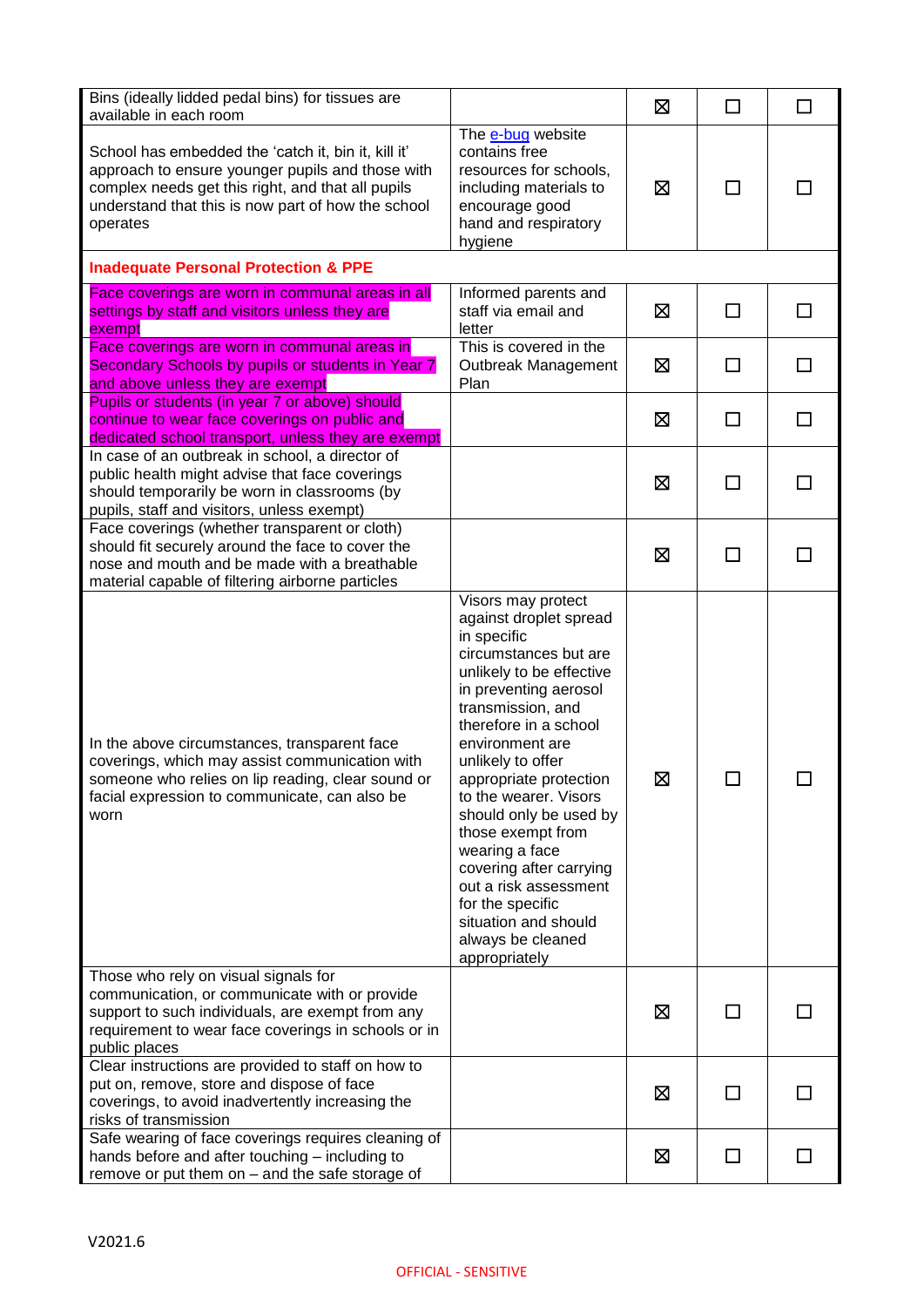| | | | | |
|---|---|---|---|---|
| Bins (ideally lidded pedal bins) for tissues are available in each room | | ☒ | ☐ | ☐ |
| School has embedded the 'catch it, bin it, kill it' approach to ensure younger pupils and those with complex needs get this right, and that all pupils understand that this is now part of how the school operates | The [e-bug](e-bug) website contains free resources for schools, including materials to encourage good hand and respiratory hygiene | ☒ | ☐ | ☐ |
| **Inadequate Personal Protection & PPE** | | | | |
| Face coverings are worn in communal areas in all settings by staff and visitors unless they are exempt | Informed parents and staff via email and letter | ☒ | ☐ | ☐ |
| Face coverings are worn in communal areas in Secondary Schools by pupils or students in Year 7 and above unless they are exempt | This is covered in the Outbreak Management Plan | ☒ | ☐ | ☐ |
| Pupils or students (in year 7 or above) should continue to wear face coverings on public and dedicated school transport, unless they are exempt | | ☒ | ☐ | ☐ |
| In case of an outbreak in school, a director of public health might advise that face coverings should temporarily be worn in classrooms (by pupils, staff and visitors, unless exempt) | | ☒ | ☐ | ☐ |
| Face coverings (whether transparent or cloth) should fit securely around the face to cover the nose and mouth and be made with a breathable material capable of filtering airborne particles | | ☒ | ☐ | ☐ |
| In the above circumstances, transparent face coverings, which may assist communication with someone who relies on lip reading, clear sound or facial expression to communicate, can also be worn | Visors may protect against droplet spread in specific circumstances but are unlikely to be effective in preventing aerosol transmission, and therefore in a school environment are unlikely to offer appropriate protection to the wearer. Visors should only be used by those exempt from wearing a face covering after carrying out a risk assessment for the specific situation and should always be cleaned appropriately | ☒ | ☐ | ☐ |
| Those who rely on visual signals for communication, or communicate with or provide support to such individuals, are exempt from any requirement to wear face coverings in schools or in public places | | ☒ | ☐ | ☐ |
| Clear instructions are provided to staff on how to put on, remove, store and dispose of face coverings, to avoid inadvertently increasing the risks of transmission | | ☒ | ☐ | ☐ |
| Safe wearing of face coverings requires cleaning of hands before and after touching – including to remove or put them on – and the safe storage of | | ☒ | ☐ | ☐ |

V2021.6

OFFICIAL - SENSITIVE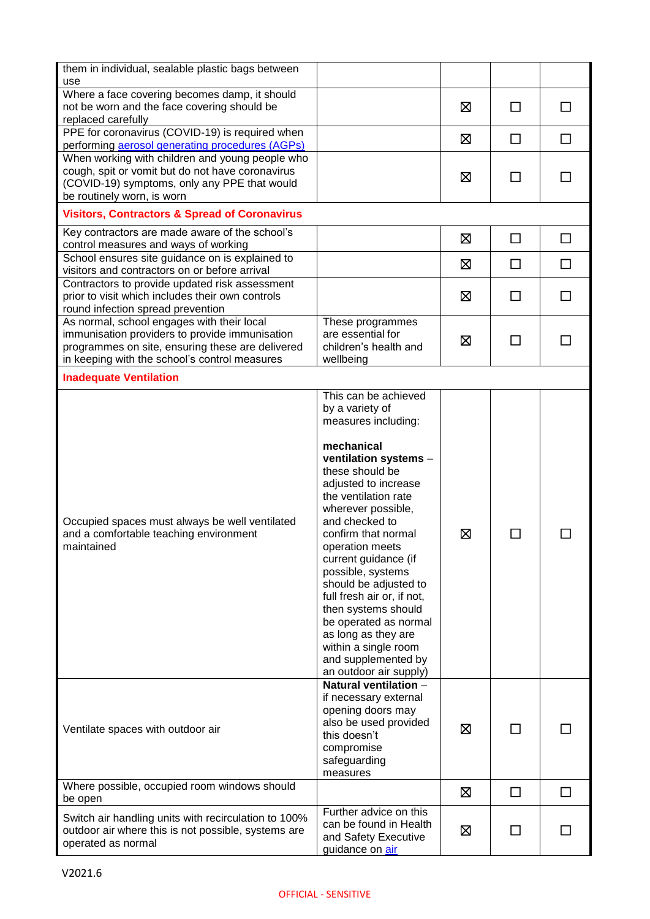| | | | | |
|---|---|---|---|---|
| them in individual, sealable plastic bags between use | | | | |
| Where a face covering becomes damp, it should not be worn and the face covering should be replaced carefully | | ☒ | ☐ | ☐ |
| PPE for coronavirus (COVID-19) is required when performing [aerosol generating procedures (AGPs)]() | | ☒ | ☐ | ☐ |
| When working with children and young people who cough, spit or vomit but do not have coronavirus (COVID-19) symptoms, only any PPE that would be routinely worn, is worn | | ☒ | ☐ | ☐ |
| **Visitors, Contractors & Spread of Coronavirus** | | | | |
| Key contractors are made aware of the school's control measures and ways of working | | ☒ | ☐ | ☐ |
| School ensures site guidance on is explained to visitors and contractors on or before arrival | | ☒ | ☐ | ☐ |
| Contractors to provide updated risk assessment prior to visit which includes their own controls round infection spread prevention | | ☒ | ☐ | ☐ |
| As normal, school engages with their local immunisation providers to provide immunisation programmes on site, ensuring these are delivered in keeping with the school's control measures | These programmes are essential for children's health and wellbeing | ☒ | ☐ | ☐ |
| **Inadequate Ventilation** | | | | |
| Occupied spaces must always be well ventilated and a comfortable teaching environment maintained | This can be achieved by a variety of measures including:<br><br>**mechanical ventilation systems** – these should be adjusted to increase the ventilation rate wherever possible, and checked to confirm that normal operation meets current guidance (if possible, systems should be adjusted to full fresh air or, if not, then systems should be operated as normal as long as they are within a single room and supplemented by an outdoor air supply) | ☒ | ☐ | ☐ |
| Ventilate spaces with outdoor air | **Natural ventilation** – if necessary external opening doors may also be used provided this doesn't compromise safeguarding measures | ☒ | ☐ | ☐ |
| Where possible, occupied room windows should be open | | ☒ | ☐ | ☐ |
| Switch air handling units with recirculation to 100% outdoor air where this is not possible, systems are operated as normal | Further advice on this can be found in Health and Safety Executive guidance on [air]() | ☒ | ☐ | ☐ |

V2021.6

OFFICIAL - SENSITIVE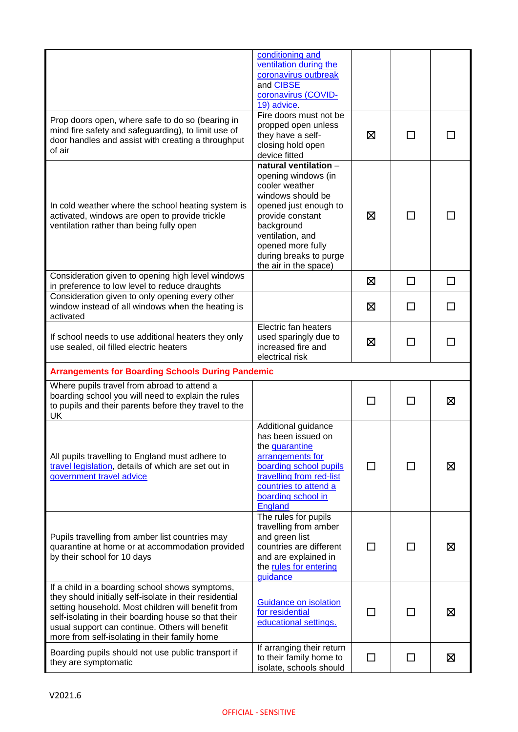| | | | | |
|---|---|---|---|---|
| | conditioning and ventilation during the coronavirus outbreak and CIBSE coronavirus (COVID-19) advice. | | | |
| Prop doors open, where safe to do so (bearing in mind fire safety and safeguarding), to limit use of door handles and assist with creating a throughput of air | Fire doors must not be propped open unless they have a self-closing hold open device fitted | ☒ | ☐ | ☐ |
| In cold weather where the school heating system is activated, windows are open to provide trickle ventilation rather than being fully open | **natural ventilation** – opening windows (in cooler weather windows should be opened just enough to provide constant background ventilation, and opened more fully during breaks to purge the air in the space) | ☒ | ☐ | ☐ |
| Consideration given to opening high level windows in preference to low level to reduce draughts | | ☒ | ☐ | ☐ |
| Consideration given to only opening every other window instead of all windows when the heating is activated | | ☒ | ☐ | ☐ |
| If school needs to use additional heaters they only use sealed, oil filled electric heaters | Electric fan heaters used sparingly due to increased fire and electrical risk | ☒ | ☐ | ☐ |
| **Arrangements for Boarding Schools During Pandemic** | | | | |
| Where pupils travel from abroad to attend a boarding school you will need to explain the rules to pupils and their parents before they travel to the UK | | ☐ | ☐ | ☒ |
| All pupils travelling to England must adhere to travel legislation, details of which are set out in government travel advice | Additional guidance has been issued on the quarantine arrangements for boarding school pupils travelling from red-list countries to attend a boarding school in England | ☐ | ☐ | ☒ |
| Pupils travelling from amber list countries may quarantine at home or at accommodation provided by their school for 10 days | The rules for pupils travelling from amber and green list countries are different and are explained in the rules for entering guidance | ☐ | ☐ | ☒ |
| If a child in a boarding school shows symptoms, they should initially self-isolate in their residential setting household. Most children will benefit from self-isolating in their boarding house so that their usual support can continue. Others will benefit more from self-isolating in their family home | Guidance on isolation for residential educational settings. | ☐ | ☐ | ☒ |
| Boarding pupils should not use public transport if they are symptomatic | If arranging their return to their family home to isolate, schools should | ☐ | ☐ | ☒ |

V2021.6

OFFICIAL - SENSITIVE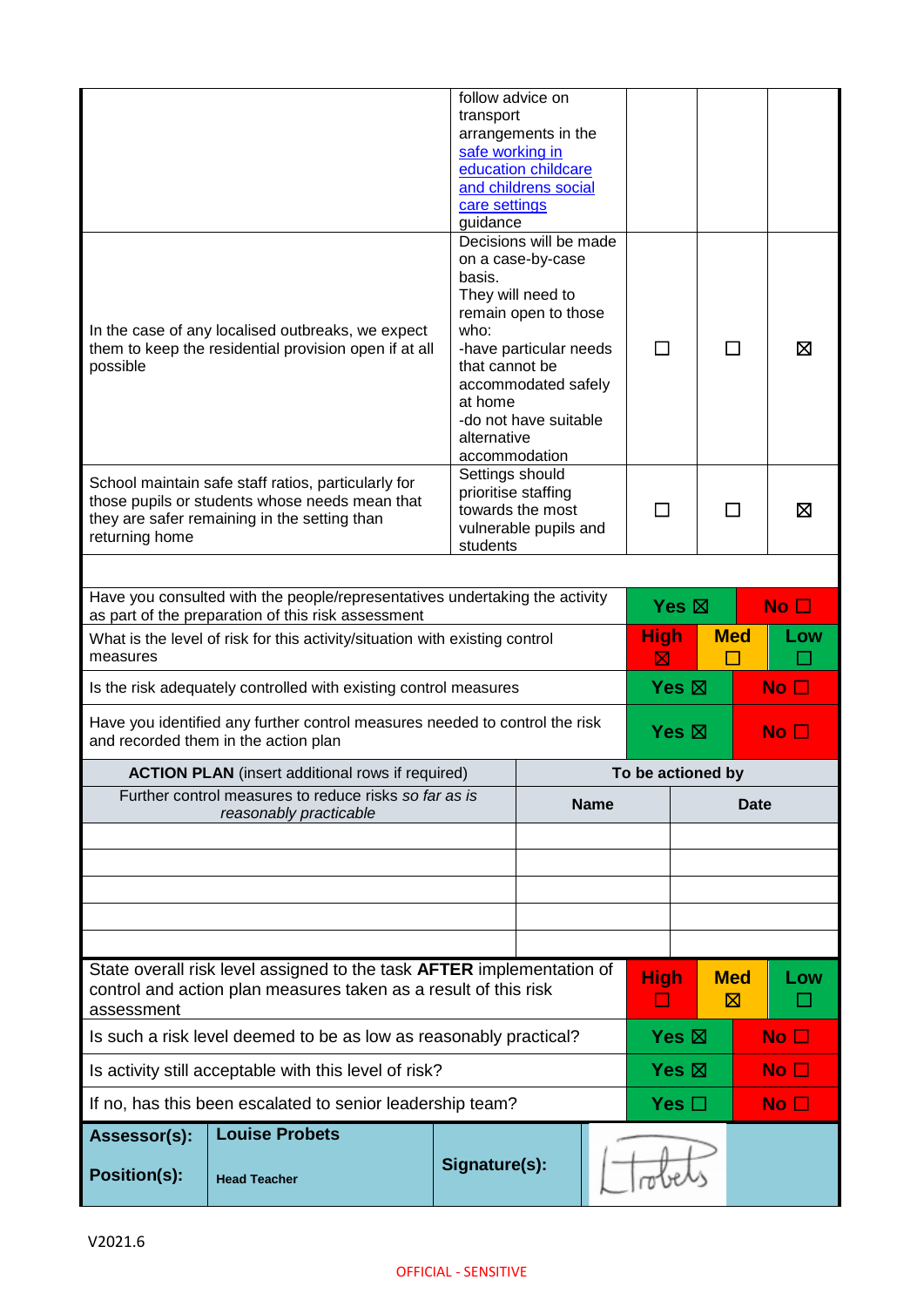| | | | | |
|---|---|---|---|---|
| | follow advice on transport arrangements in the [safe working in education childcare and childrens social care settings] guidance | | | |
| In the case of any localised outbreaks, we expect them to keep the residential provision open if at all possible | Decisions will be made on a case-by-case basis. They will need to remain open to those who: -have particular needs that cannot be accommodated safely at home -do not have suitable alternative accommodation | ☐ | ☐ | ☒ |
| School maintain safe staff ratios, particularly for those pupils or students whose needs mean that they are safer remaining in the setting than returning home | Settings should prioritise staffing towards the most vulnerable pupils and students | ☐ | ☐ | ☒ |

| | | | |
|---|---|---|---|
| Have you consulted with the people/representatives undertaking the activity as part of the preparation of this risk assessment | Yes ☒ | | No ☐ |
| What is the level of risk for this activity/situation with existing control measures | High ☒ | Med ☐ | Low ☐ |
| Is the risk adequately controlled with existing control measures | Yes ☒ | | No ☐ |
| Have you identified any further control measures needed to control the risk and recorded them in the action plan | Yes ☒ | | No ☐ |

| **ACTION PLAN** (insert additional rows if required) | To be actioned by | |
|---|---|---|
| Further control measures to reduce risks *so far as is reasonably practicable* | **Name** | **Date** |
| | | |
| | | |
| | | |
| | | |
| | | |

| | | | |
|---|---|---|---|
| State overall risk level assigned to the task **AFTER** implementation of control and action plan measures taken as a result of this risk assessment | High ☐ | Med ☒ | Low ☐ |
| Is such a risk level deemed to be as low as reasonably practical? | Yes ☒ | | No ☐ |
| Is activity still acceptable with this level of risk? | Yes ☒ | | No ☐ |
| If no, has this been escalated to senior leadership team? | Yes ☐ | | No ☐ |

| | | | |
|---|---|---|---|
| **Assessor(s):** | **Louise Probets** | **Signature(s):** | LProbets |
| **Position(s):** | **Head Teacher** | | |

V2021.6

OFFICIAL - SENSITIVE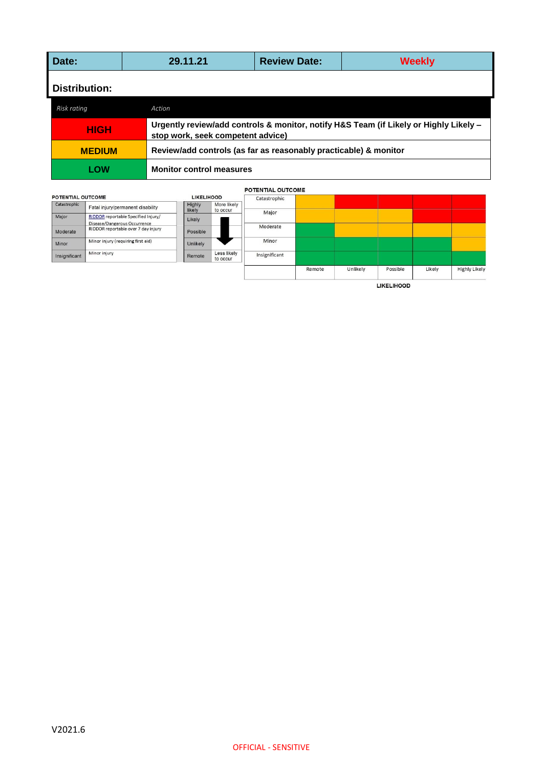| Date: | 29.11.21 | Review Date: | Weekly |
|---|---|---|---|
| **Distribution:** | | | |

| *Risk rating* | *Action* |
|---|---|
| **HIGH** | **Urgently review/add controls & monitor, notify H&S Team (if Likely or Highly Likely – stop work, seek competent advice)** |
| **MEDIUM** | **Review/add controls (as far as reasonably practicable) & monitor** |
| **LOW** | **Monitor control measures** |

POTENTIAL OUTCOME

| | |
|---|---|
| Catastrophic | Fatal injury/permanent disability |
| Major | RIDDOR reportable Specified Injury/ Disease/Dangerous Occurrence |
| Moderate | RIDDOR reportable over 7 day injury |
| Minor | Minor injury (requiring first aid) |
| Insignificant | Minor injury |

LIKELIHOOD

| | |
|---|---|
| Highly likely | More likely to occur |
| Likely | |
| Possible | |
| Unlikely | |
| Remote | Less likely to occur |

POTENTIAL OUTCOME

| | | | | | |
|---|---|---|---|---|---|
| Catastrophic | MEDIUM | HIGH | HIGH | HIGH | HIGH |
| Major | MEDIUM | MEDIUM | MEDIUM | HIGH | HIGH |
| Moderate | LOW | MEDIUM | MEDIUM | MEDIUM | MEDIUM |
| Minor | LOW | LOW | LOW | LOW | MEDIUM |
| Insignificant | LOW | LOW | LOW | LOW | LOW |
| | Remote | Unlikely | Possible | Likely | Highly Likely |

LIKELIHOOD

V2021.6

OFFICIAL - SENSITIVE